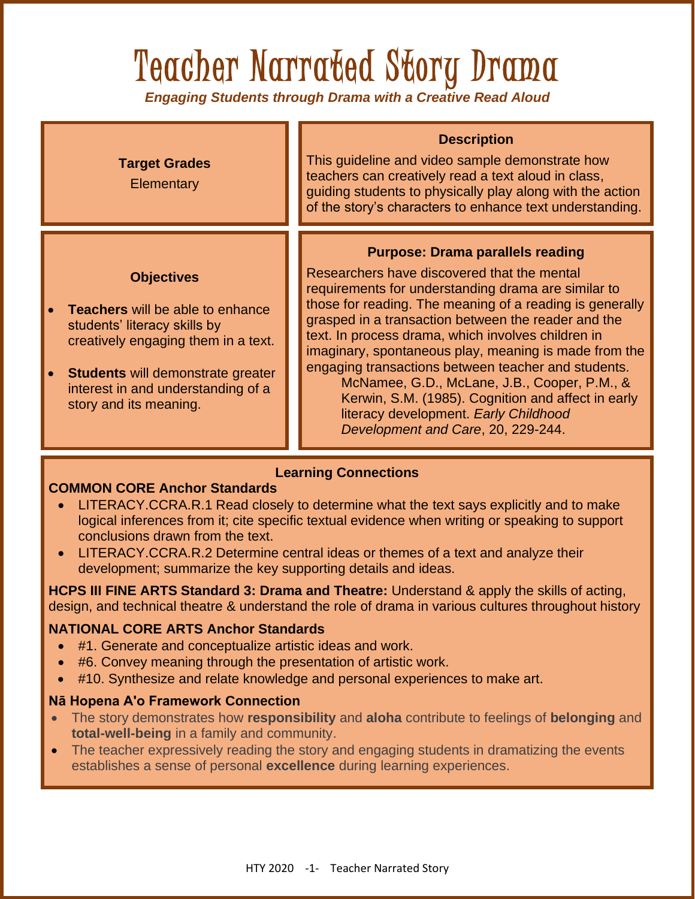# Teacher Narrated Story Drama

***Engaging Students through Drama with a Creative Read Aloud***

**Target Grades**

Elementary

**Description**

This guideline and video sample demonstrate how teachers can creatively read a text aloud in class, guiding students to physically play along with the action of the story's characters to enhance text understanding.

**Objectives**

- **Teachers** will be able to enhance students' literacy skills by creatively engaging them in a text.
- **Students** will demonstrate greater interest in and understanding of a story and its meaning.

**Purpose: Drama parallels reading**

Researchers have discovered that the mental requirements for understanding drama are similar to those for reading. The meaning of a reading is generally grasped in a transaction between the reader and the text. In process drama, which involves children in imaginary, spontaneous play, meaning is made from the engaging transactions between teacher and students.

McNamee, G.D., McLane, J.B., Cooper, P.M., & Kerwin, S.M. (1985). Cognition and affect in early literacy development. *Early Childhood Development and Care*, 20, 229-244.

**Learning Connections**

**COMMON CORE Anchor Standards**

- LITERACY.CCRA.R.1 Read closely to determine what the text says explicitly and to make logical inferences from it; cite specific textual evidence when writing or speaking to support conclusions drawn from the text.
- LITERACY.CCRA.R.2 Determine central ideas or themes of a text and analyze their development; summarize the key supporting details and ideas.

**HCPS III FINE ARTS Standard 3: Drama and Theatre:** Understand & apply the skills of acting, design, and technical theatre & understand the role of drama in various cultures throughout history

**NATIONAL CORE ARTS Anchor Standards**

- #1. Generate and conceptualize artistic ideas and work.
- #6. Convey meaning through the presentation of artistic work.
- #10. Synthesize and relate knowledge and personal experiences to make art.

**Nā Hopena A'o Framework Connection**

- The story demonstrates how **responsibility** and **aloha** contribute to feelings of **belonging** and **total-well-being** in a family and community.
- The teacher expressively reading the story and engaging students in dramatizing the events establishes a sense of personal **excellence** during learning experiences.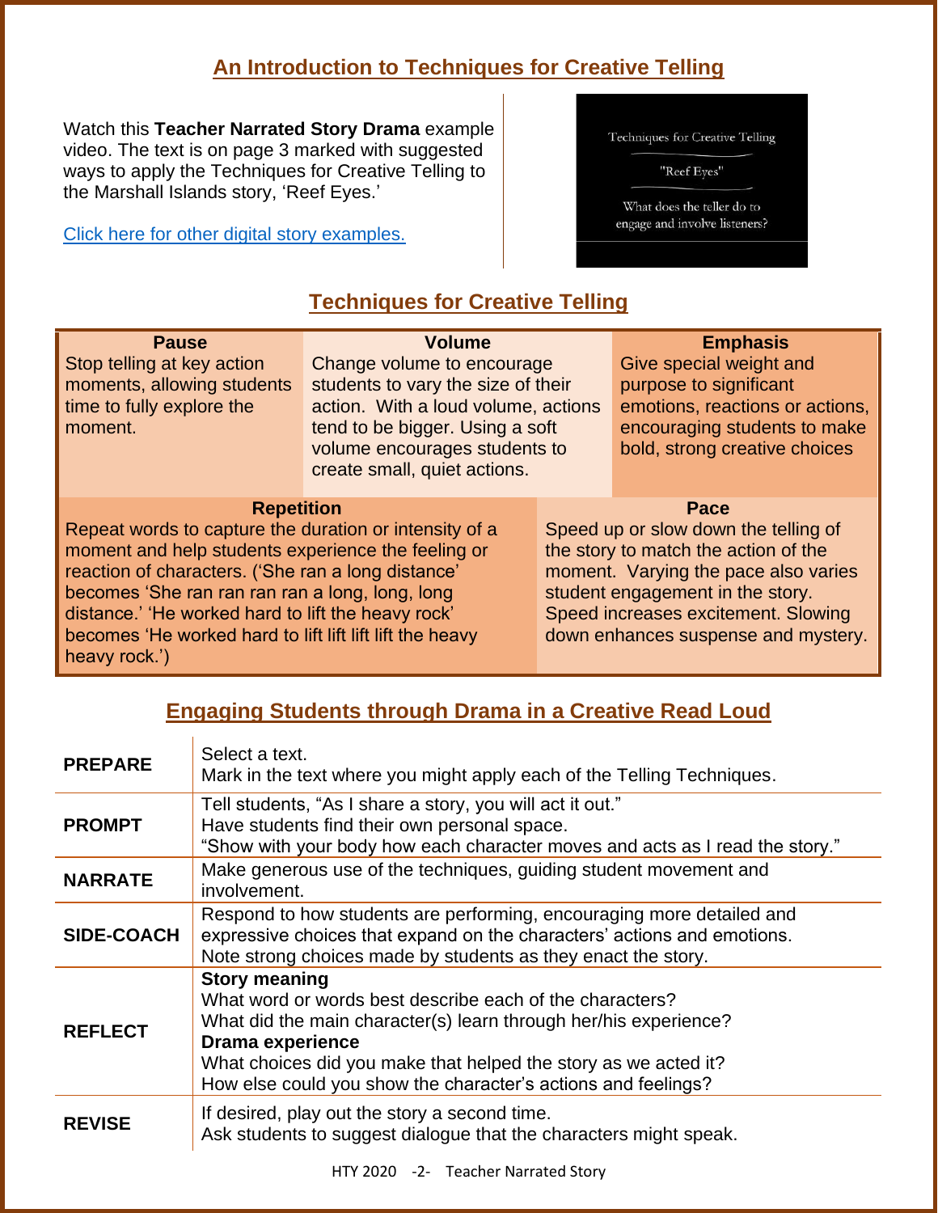## An Introduction to Techniques for Creative Telling

Watch this **Teacher Narrated Story Drama** example video. The text is on page 3 marked with suggested ways to apply the Techniques for Creative Telling to the Marshall Islands story, 'Reef Eyes.'

Click here for other digital story examples.

Techniques for Creative Telling

"Reef Eyes"

What does the teller do to engage and involve listeners?

## Techniques for Creative Telling

| Pause | Volume | Emphasis |
|---|---|---|
| Stop telling at key action moments, allowing students time to fully explore the moment. | Change volume to encourage students to vary the size of their action. With a loud volume, actions tend to be bigger. Using a soft volume encourages students to create small, quiet actions. | Give special weight and purpose to significant emotions, reactions or actions, encouraging students to make bold, strong creative choices |

| Repetition | Pace |
|---|---|
| Repeat words to capture the duration or intensity of a moment and help students experience the feeling or reaction of characters. ('She ran a long distance' becomes 'She ran ran ran ran a long, long, long distance.' 'He worked hard to lift the heavy rock' becomes 'He worked hard to lift lift lift lift the heavy heavy rock.') | Speed up or slow down the telling of the story to match the action of the moment. Varying the pace also varies student engagement in the story. Speed increases excitement. Slowing down enhances suspense and mystery. |

## Engaging Students through Drama in a Creative Read Loud

| | |
|---|---|
| **PREPARE** | Select a text.<br>Mark in the text where you might apply each of the Telling Techniques. |
| **PROMPT** | Tell students, "As I share a story, you will act it out."<br>Have students find their own personal space.<br>"Show with your body how each character moves and acts as I read the story." |
| **NARRATE** | Make generous use of the techniques, guiding student movement and involvement. |
| **SIDE-COACH** | Respond to how students are performing, encouraging more detailed and expressive choices that expand on the characters' actions and emotions.<br>Note strong choices made by students as they enact the story. |
| **REFLECT** | **Story meaning**<br>What word or words best describe each of the characters?<br>What did the main character(s) learn through her/his experience?<br>**Drama experience**<br>What choices did you make that helped the story as we acted it?<br>How else could you show the character's actions and feelings? |
| **REVISE** | If desired, play out the story a second time.<br>Ask students to suggest dialogue that the characters might speak. |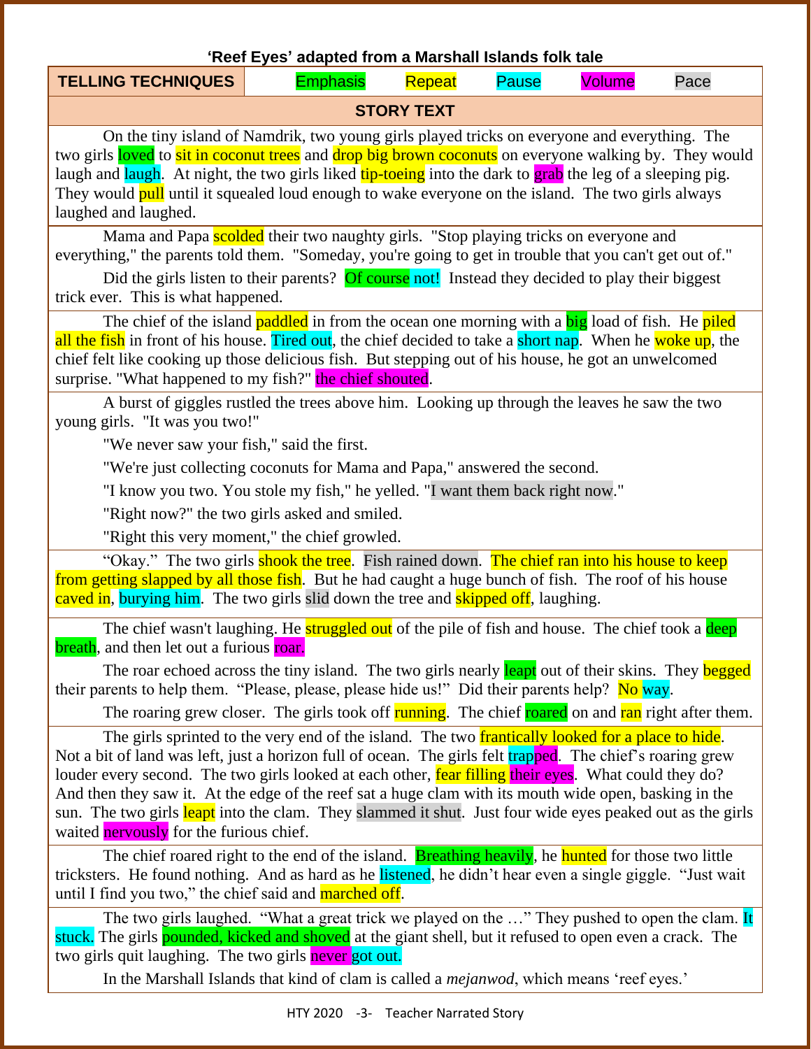**‘Reef Eyes’ adapted from a Marshall Islands folk tale**

| TELLING TECHNIQUES | Emphasis | Repeat | Pause | Volume | Pace |
|---|---|---|---|---|---|

**STORY TEXT**

On the tiny island of Namdrik, two young girls played tricks on everyone and everything. The two girls loved to sit in coconut trees and drop big brown coconuts on everyone walking by. They would laugh and laugh. At night, the two girls liked tip-toeing into the dark to grab the leg of a sleeping pig. They would pull until it squealed loud enough to wake everyone on the island. The two girls always laughed and laughed.

Mama and Papa scolded their two naughty girls. "Stop playing tricks on everyone and everything," the parents told them. "Someday, you're going to get in trouble that you can't get out of."

Did the girls listen to their parents? Of course not! Instead they decided to play their biggest trick ever. This is what happened.

The chief of the island paddled in from the ocean one morning with a big load of fish. He piled all the fish in front of his house. Tired out, the chief decided to take a short nap. When he woke up, the chief felt like cooking up those delicious fish. But stepping out of his house, he got an unwelcomed surprise. "What happened to my fish?" the chief shouted.

A burst of giggles rustled the trees above him. Looking up through the leaves he saw the two young girls. "It was you two!"

"We never saw your fish," said the first.

"We're just collecting coconuts for Mama and Papa," answered the second.

"I know you two. You stole my fish," he yelled. "I want them back right now."

"Right now?" the two girls asked and smiled.

"Right this very moment," the chief growled.

“Okay.” The two girls shook the tree. Fish rained down. The chief ran into his house to keep from getting slapped by all those fish. But he had caught a huge bunch of fish. The roof of his house caved in, burying him. The two girls slid down the tree and skipped off, laughing.

The chief wasn't laughing. He struggled out of the pile of fish and house. The chief took a deep breath, and then let out a furious roar.

The roar echoed across the tiny island. The two girls nearly leapt out of their skins. They begged their parents to help them. “Please, please, please hide us!” Did their parents help? No way.

The roaring grew closer. The girls took off running. The chief roared on and ran right after them.

The girls sprinted to the very end of the island. The two frantically looked for a place to hide. Not a bit of land was left, just a horizon full of ocean. The girls felt trapped. The chief’s roaring grew louder every second. The two girls looked at each other, fear filling their eyes. What could they do? And then they saw it. At the edge of the reef sat a huge clam with its mouth wide open, basking in the sun. The two girls leapt into the clam. They slammed it shut. Just four wide eyes peaked out as the girls waited nervously for the furious chief.

The chief roared right to the end of the island. Breathing heavily, he hunted for those two little tricksters. He found nothing. And as hard as he listened, he didn’t hear even a single giggle. “Just wait until I find you two,” the chief said and marched off.

The two girls laughed. “What a great trick we played on the …” They pushed to open the clam. It stuck. The girls pounded, kicked and shoved at the giant shell, but it refused to open even a crack. The two girls quit laughing. The two girls never got out.

In the Marshall Islands that kind of clam is called a *mejanwod*, which means ‘reef eyes.’